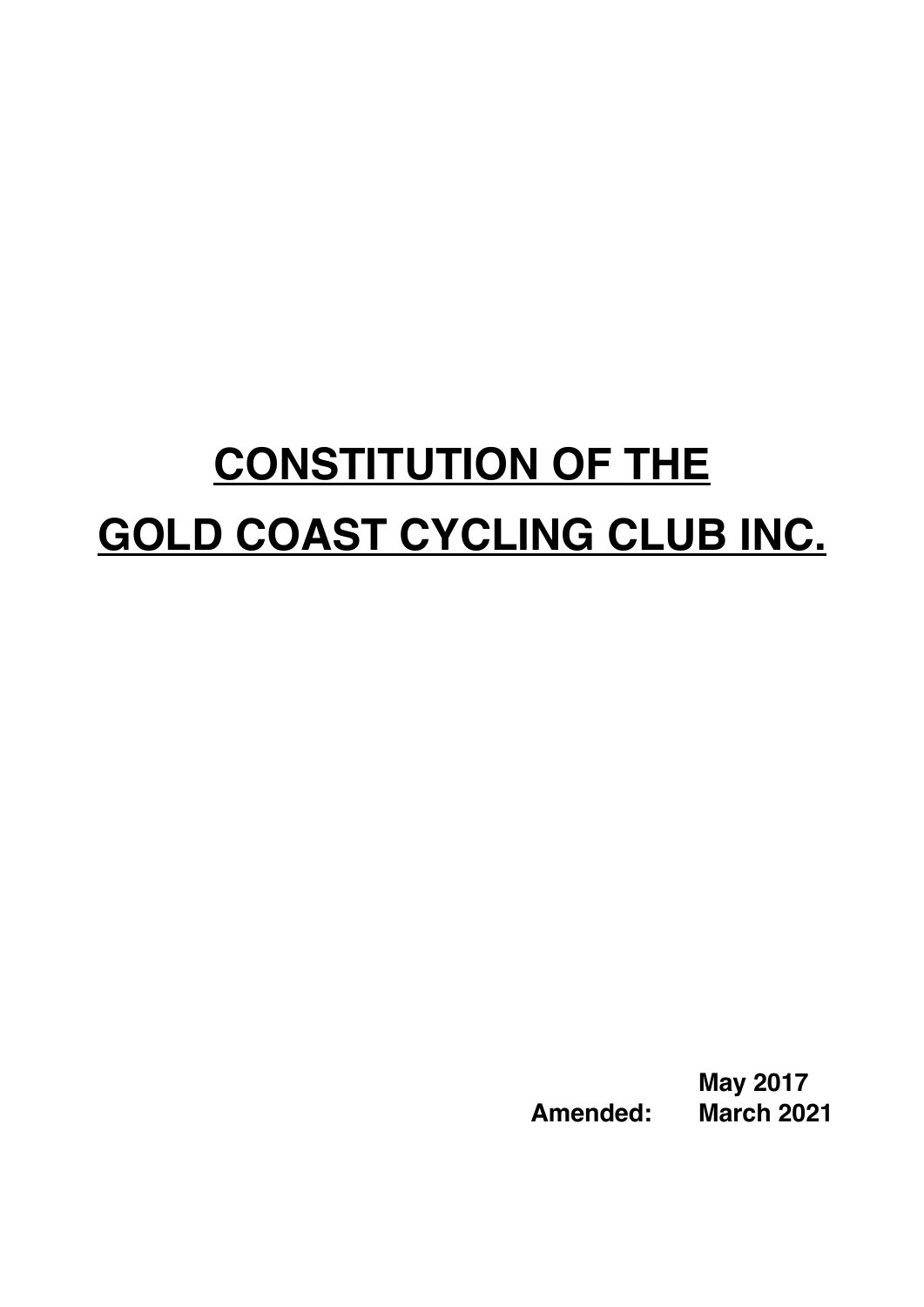# **CONSTITUTION OF THE**

# **GOLD COAST CYCLING CLUB INC.**

**May 2017**

**Amended: March 2021**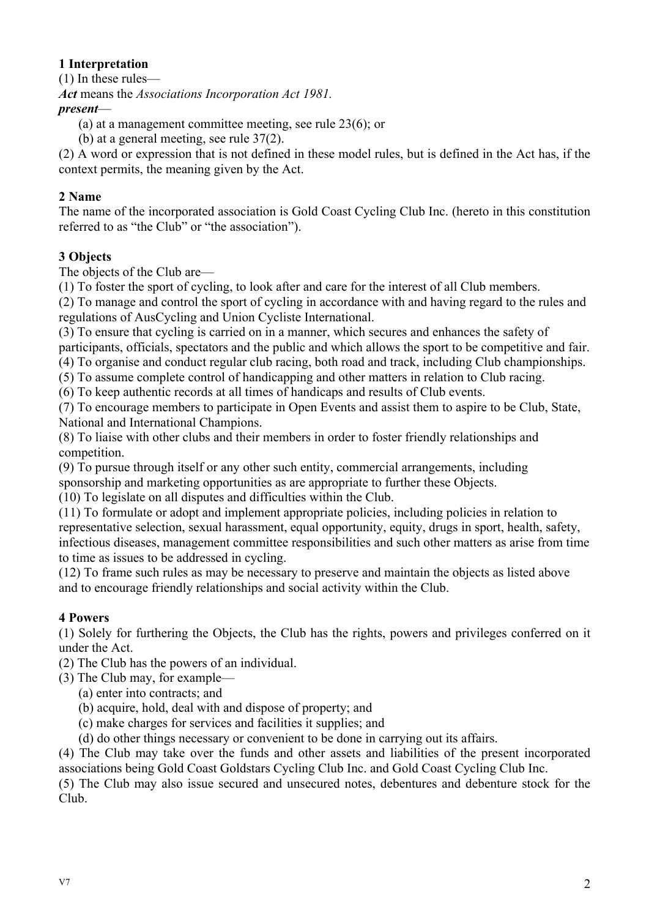### 1 Interpretation

(1) In these rules—

***Act*** means the *Associations Incorporation Act 1981.*

***present***—

(a) at a management committee meeting, see rule 23(6); or

(b) at a general meeting, see rule 37(2).

(2) A word or expression that is not defined in these model rules, but is defined in the Act has, if the context permits, the meaning given by the Act.

### 2 Name

The name of the incorporated association is Gold Coast Cycling Club Inc. (hereto in this constitution referred to as "the Club" or "the association").

### 3 Objects

The objects of the Club are—

(1) To foster the sport of cycling, to look after and care for the interest of all Club members.

(2) To manage and control the sport of cycling in accordance with and having regard to the rules and regulations of AusCycling and Union Cycliste International.

(3) To ensure that cycling is carried on in a manner, which secures and enhances the safety of participants, officials, spectators and the public and which allows the sport to be competitive and fair.

(4) To organise and conduct regular club racing, both road and track, including Club championships.

(5) To assume complete control of handicapping and other matters in relation to Club racing.

(6) To keep authentic records at all times of handicaps and results of Club events.

(7) To encourage members to participate in Open Events and assist them to aspire to be Club, State, National and International Champions.

(8) To liaise with other clubs and their members in order to foster friendly relationships and competition.

(9) To pursue through itself or any other such entity, commercial arrangements, including sponsorship and marketing opportunities as are appropriate to further these Objects.

(10) To legislate on all disputes and difficulties within the Club.

(11) To formulate or adopt and implement appropriate policies, including policies in relation to representative selection, sexual harassment, equal opportunity, equity, drugs in sport, health, safety, infectious diseases, management committee responsibilities and such other matters as arise from time to time as issues to be addressed in cycling.

(12) To frame such rules as may be necessary to preserve and maintain the objects as listed above and to encourage friendly relationships and social activity within the Club.

### 4 Powers

(1) Solely for furthering the Objects, the Club has the rights, powers and privileges conferred on it under the Act.

(2) The Club has the powers of an individual.

(3) The Club may, for example—

(a) enter into contracts; and

(b) acquire, hold, deal with and dispose of property; and

(c) make charges for services and facilities it supplies; and

(d) do other things necessary or convenient to be done in carrying out its affairs.

(4) The Club may take over the funds and other assets and liabilities of the present incorporated associations being Gold Coast Goldstars Cycling Club Inc. and Gold Coast Cycling Club Inc.

(5) The Club may also issue secured and unsecured notes, debentures and debenture stock for the Club.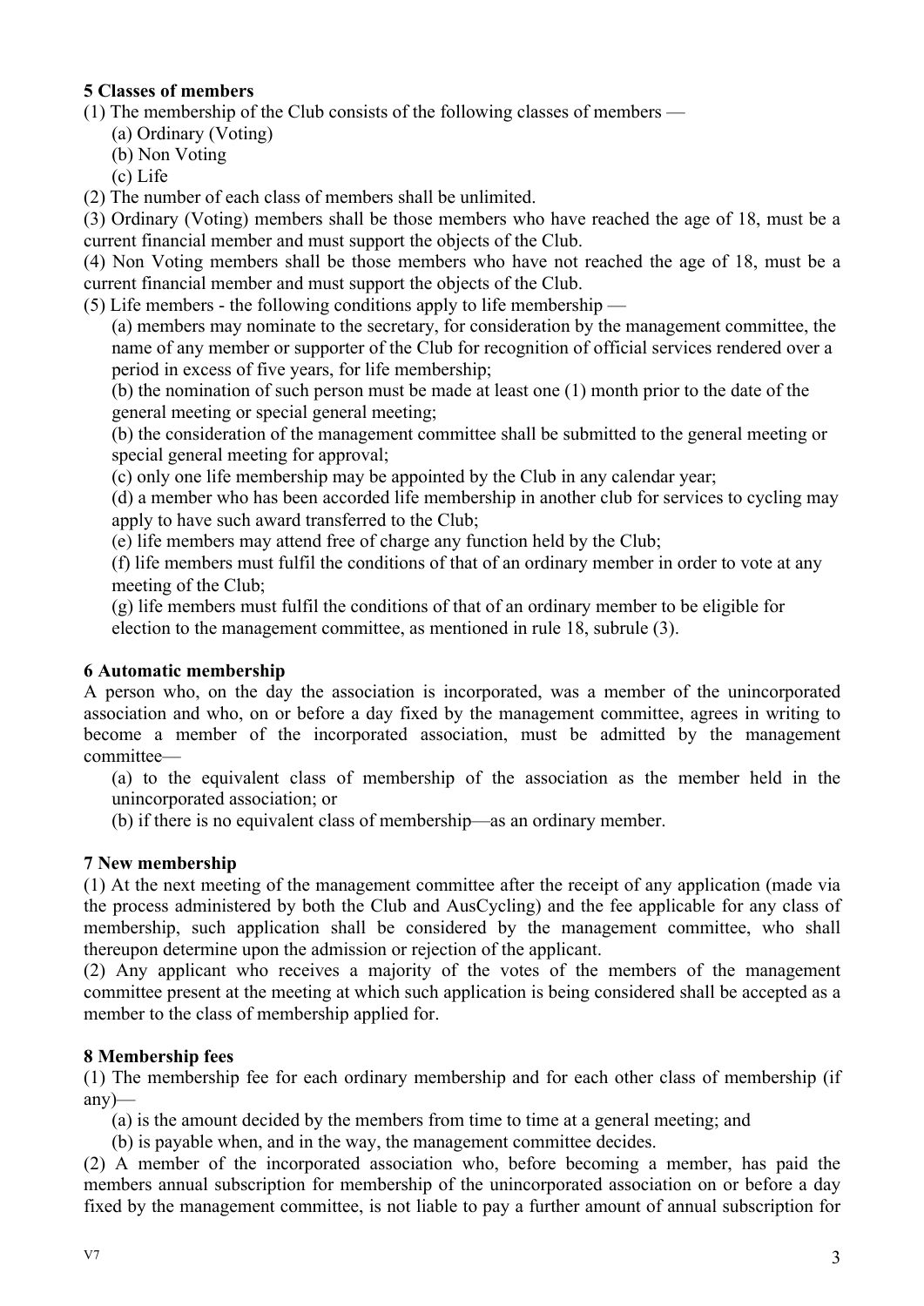### 5 Classes of members

(1) The membership of the Club consists of the following classes of members —

(a) Ordinary (Voting)

(b) Non Voting

(c) Life

(2) The number of each class of members shall be unlimited.

(3) Ordinary (Voting) members shall be those members who have reached the age of 18, must be a current financial member and must support the objects of the Club.

(4) Non Voting members shall be those members who have not reached the age of 18, must be a current financial member and must support the objects of the Club.

(5) Life members - the following conditions apply to life membership —

(a) members may nominate to the secretary, for consideration by the management committee, the name of any member or supporter of the Club for recognition of official services rendered over a period in excess of five years, for life membership;

(b) the nomination of such person must be made at least one (1) month prior to the date of the general meeting or special general meeting;

(b) the consideration of the management committee shall be submitted to the general meeting or special general meeting for approval;

(c) only one life membership may be appointed by the Club in any calendar year;

(d) a member who has been accorded life membership in another club for services to cycling may apply to have such award transferred to the Club;

(e) life members may attend free of charge any function held by the Club;

(f) life members must fulfil the conditions of that of an ordinary member in order to vote at any meeting of the Club;

(g) life members must fulfil the conditions of that of an ordinary member to be eligible for election to the management committee, as mentioned in rule 18, subrule (3).

### 6 Automatic membership

A person who, on the day the association is incorporated, was a member of the unincorporated association and who, on or before a day fixed by the management committee, agrees in writing to become a member of the incorporated association, must be admitted by the management committee—

(a) to the equivalent class of membership of the association as the member held in the unincorporated association; or

(b) if there is no equivalent class of membership—as an ordinary member.

### 7 New membership

(1) At the next meeting of the management committee after the receipt of any application (made via the process administered by both the Club and AusCycling) and the fee applicable for any class of membership, such application shall be considered by the management committee, who shall thereupon determine upon the admission or rejection of the applicant.

(2) Any applicant who receives a majority of the votes of the members of the management committee present at the meeting at which such application is being considered shall be accepted as a member to the class of membership applied for.

### 8 Membership fees

(1) The membership fee for each ordinary membership and for each other class of membership (if any)—

(a) is the amount decided by the members from time to time at a general meeting; and

(b) is payable when, and in the way, the management committee decides.

(2) A member of the incorporated association who, before becoming a member, has paid the members annual subscription for membership of the unincorporated association on or before a day fixed by the management committee, is not liable to pay a further amount of annual subscription for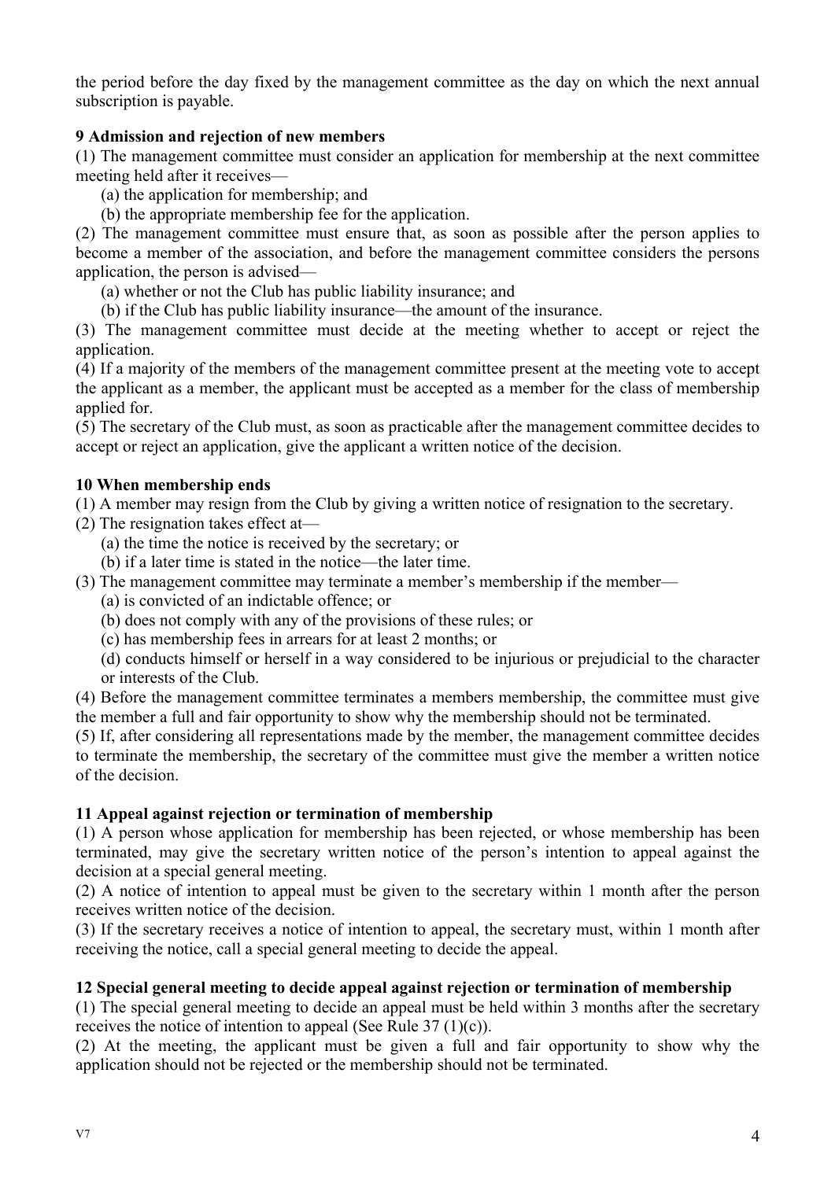the period before the day fixed by the management committee as the day on which the next annual subscription is payable.

**9 Admission and rejection of new members**

(1) The management committee must consider an application for membership at the next committee meeting held after it receives—

(a) the application for membership; and

(b) the appropriate membership fee for the application.

(2) The management committee must ensure that, as soon as possible after the person applies to become a member of the association, and before the management committee considers the persons application, the person is advised—

(a) whether or not the Club has public liability insurance; and

(b) if the Club has public liability insurance—the amount of the insurance.

(3) The management committee must decide at the meeting whether to accept or reject the application.

(4) If a majority of the members of the management committee present at the meeting vote to accept the applicant as a member, the applicant must be accepted as a member for the class of membership applied for.

(5) The secretary of the Club must, as soon as practicable after the management committee decides to accept or reject an application, give the applicant a written notice of the decision.

**10 When membership ends**

(1) A member may resign from the Club by giving a written notice of resignation to the secretary.

(2) The resignation takes effect at—

(a) the time the notice is received by the secretary; or

(b) if a later time is stated in the notice—the later time.

(3) The management committee may terminate a member's membership if the member—

(a) is convicted of an indictable offence; or

(b) does not comply with any of the provisions of these rules; or

(c) has membership fees in arrears for at least 2 months; or

(d) conducts himself or herself in a way considered to be injurious or prejudicial to the character or interests of the Club.

(4) Before the management committee terminates a members membership, the committee must give the member a full and fair opportunity to show why the membership should not be terminated.

(5) If, after considering all representations made by the member, the management committee decides to terminate the membership, the secretary of the committee must give the member a written notice of the decision.

**11 Appeal against rejection or termination of membership**

(1) A person whose application for membership has been rejected, or whose membership has been terminated, may give the secretary written notice of the person's intention to appeal against the decision at a special general meeting.

(2) A notice of intention to appeal must be given to the secretary within 1 month after the person receives written notice of the decision.

(3) If the secretary receives a notice of intention to appeal, the secretary must, within 1 month after receiving the notice, call a special general meeting to decide the appeal.

**12 Special general meeting to decide appeal against rejection or termination of membership**

(1) The special general meeting to decide an appeal must be held within 3 months after the secretary receives the notice of intention to appeal (See Rule 37 (1)(c)).

(2) At the meeting, the applicant must be given a full and fair opportunity to show why the application should not be rejected or the membership should not be terminated.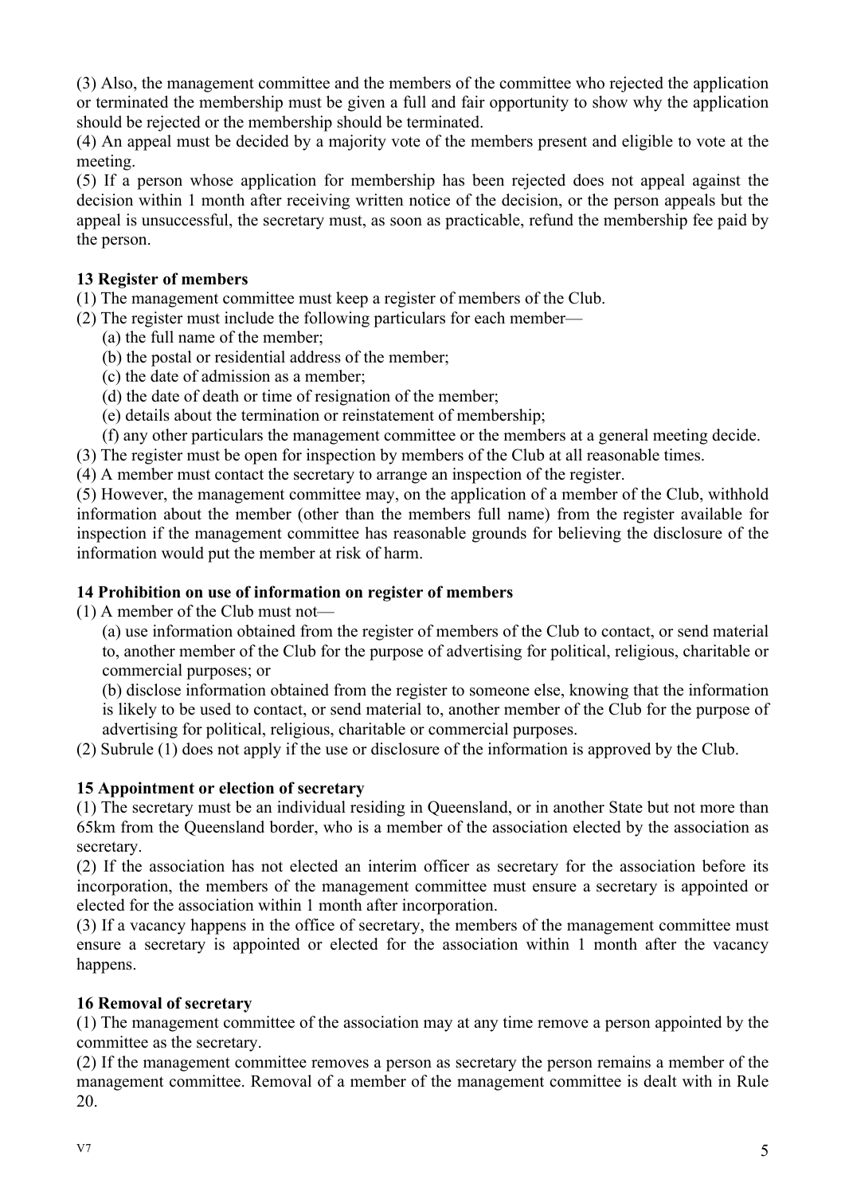(3) Also, the management committee and the members of the committee who rejected the application or terminated the membership must be given a full and fair opportunity to show why the application should be rejected or the membership should be terminated.

(4) An appeal must be decided by a majority vote of the members present and eligible to vote at the meeting.

(5) If a person whose application for membership has been rejected does not appeal against the decision within 1 month after receiving written notice of the decision, or the person appeals but the appeal is unsuccessful, the secretary must, as soon as practicable, refund the membership fee paid by the person.

**13 Register of members**

(1) The management committee must keep a register of members of the Club.

(2) The register must include the following particulars for each member—

(a) the full name of the member;

(b) the postal or residential address of the member;

(c) the date of admission as a member;

(d) the date of death or time of resignation of the member;

(e) details about the termination or reinstatement of membership;

(f) any other particulars the management committee or the members at a general meeting decide.

(3) The register must be open for inspection by members of the Club at all reasonable times.

(4) A member must contact the secretary to arrange an inspection of the register.

(5) However, the management committee may, on the application of a member of the Club, withhold information about the member (other than the members full name) from the register available for inspection if the management committee has reasonable grounds for believing the disclosure of the information would put the member at risk of harm.

**14 Prohibition on use of information on register of members**

(1) A member of the Club must not—

(a) use information obtained from the register of members of the Club to contact, or send material to, another member of the Club for the purpose of advertising for political, religious, charitable or commercial purposes; or

(b) disclose information obtained from the register to someone else, knowing that the information is likely to be used to contact, or send material to, another member of the Club for the purpose of advertising for political, religious, charitable or commercial purposes.

(2) Subrule (1) does not apply if the use or disclosure of the information is approved by the Club.

**15 Appointment or election of secretary**

(1) The secretary must be an individual residing in Queensland, or in another State but not more than 65km from the Queensland border, who is a member of the association elected by the association as secretary.

(2) If the association has not elected an interim officer as secretary for the association before its incorporation, the members of the management committee must ensure a secretary is appointed or elected for the association within 1 month after incorporation.

(3) If a vacancy happens in the office of secretary, the members of the management committee must ensure a secretary is appointed or elected for the association within 1 month after the vacancy happens.

**16 Removal of secretary**

(1) The management committee of the association may at any time remove a person appointed by the committee as the secretary.

(2) If the management committee removes a person as secretary the person remains a member of the management committee. Removal of a member of the management committee is dealt with in Rule 20.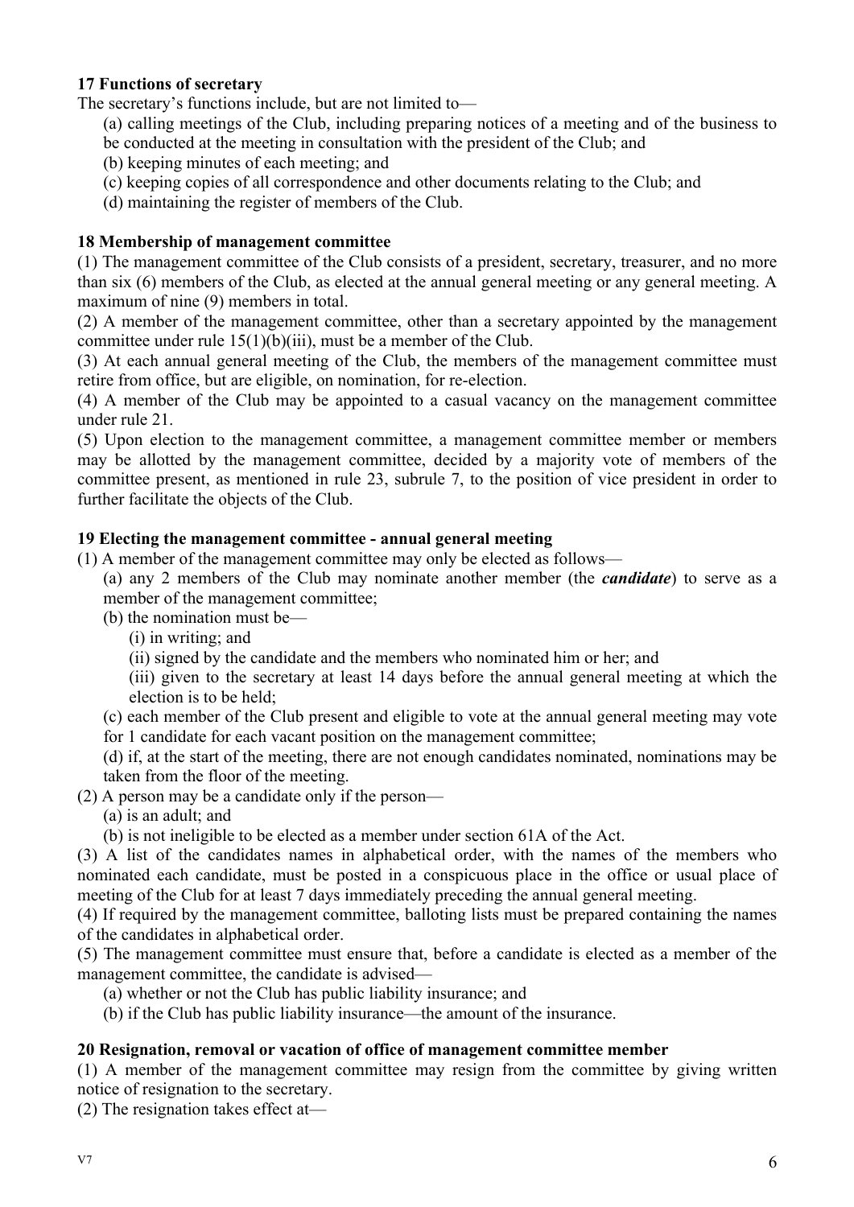**17 Functions of secretary**

The secretary's functions include, but are not limited to—

(a) calling meetings of the Club, including preparing notices of a meeting and of the business to be conducted at the meeting in consultation with the president of the Club; and

(b) keeping minutes of each meeting; and

(c) keeping copies of all correspondence and other documents relating to the Club; and

(d) maintaining the register of members of the Club.

**18 Membership of management committee**

(1) The management committee of the Club consists of a president, secretary, treasurer, and no more than six (6) members of the Club, as elected at the annual general meeting or any general meeting. A maximum of nine (9) members in total.

(2) A member of the management committee, other than a secretary appointed by the management committee under rule 15(1)(b)(iii), must be a member of the Club.

(3) At each annual general meeting of the Club, the members of the management committee must retire from office, but are eligible, on nomination, for re-election.

(4) A member of the Club may be appointed to a casual vacancy on the management committee under rule 21.

(5) Upon election to the management committee, a management committee member or members may be allotted by the management committee, decided by a majority vote of members of the committee present, as mentioned in rule 23, subrule 7, to the position of vice president in order to further facilitate the objects of the Club.

**19 Electing the management committee - annual general meeting**

(1) A member of the management committee may only be elected as follows—

(a) any 2 members of the Club may nominate another member (the ***candidate***) to serve as a member of the management committee;

(b) the nomination must be—

(i) in writing; and

(ii) signed by the candidate and the members who nominated him or her; and

(iii) given to the secretary at least 14 days before the annual general meeting at which the election is to be held;

(c) each member of the Club present and eligible to vote at the annual general meeting may vote for 1 candidate for each vacant position on the management committee;

(d) if, at the start of the meeting, there are not enough candidates nominated, nominations may be taken from the floor of the meeting.

(2) A person may be a candidate only if the person—

(a) is an adult; and

(b) is not ineligible to be elected as a member under section 61A of the Act.

(3) A list of the candidates names in alphabetical order, with the names of the members who nominated each candidate, must be posted in a conspicuous place in the office or usual place of meeting of the Club for at least 7 days immediately preceding the annual general meeting.

(4) If required by the management committee, balloting lists must be prepared containing the names of the candidates in alphabetical order.

(5) The management committee must ensure that, before a candidate is elected as a member of the management committee, the candidate is advised—

(a) whether or not the Club has public liability insurance; and

(b) if the Club has public liability insurance—the amount of the insurance.

**20 Resignation, removal or vacation of office of management committee member**

(1) A member of the management committee may resign from the committee by giving written notice of resignation to the secretary.

(2) The resignation takes effect at—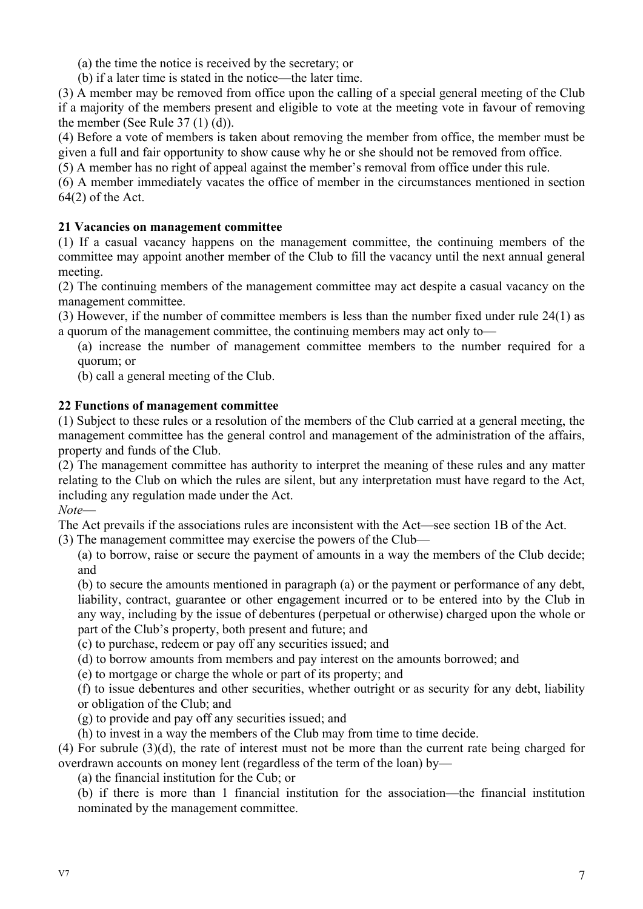(a) the time the notice is received by the secretary; or

(b) if a later time is stated in the notice—the later time.

(3) A member may be removed from office upon the calling of a special general meeting of the Club if a majority of the members present and eligible to vote at the meeting vote in favour of removing the member (See Rule 37 (1) (d)).

(4) Before a vote of members is taken about removing the member from office, the member must be given a full and fair opportunity to show cause why he or she should not be removed from office.

(5) A member has no right of appeal against the member's removal from office under this rule.

(6) A member immediately vacates the office of member in the circumstances mentioned in section 64(2) of the Act.

**21 Vacancies on management committee**

(1) If a casual vacancy happens on the management committee, the continuing members of the committee may appoint another member of the Club to fill the vacancy until the next annual general meeting.

(2) The continuing members of the management committee may act despite a casual vacancy on the management committee.

(3) However, if the number of committee members is less than the number fixed under rule 24(1) as a quorum of the management committee, the continuing members may act only to—

(a) increase the number of management committee members to the number required for a quorum; or

(b) call a general meeting of the Club.

**22 Functions of management committee**

(1) Subject to these rules or a resolution of the members of the Club carried at a general meeting, the management committee has the general control and management of the administration of the affairs, property and funds of the Club.

(2) The management committee has authority to interpret the meaning of these rules and any matter relating to the Club on which the rules are silent, but any interpretation must have regard to the Act, including any regulation made under the Act.

*Note*—

The Act prevails if the associations rules are inconsistent with the Act—see section 1B of the Act.

(3) The management committee may exercise the powers of the Club—

(a) to borrow, raise or secure the payment of amounts in a way the members of the Club decide; and

(b) to secure the amounts mentioned in paragraph (a) or the payment or performance of any debt, liability, contract, guarantee or other engagement incurred or to be entered into by the Club in any way, including by the issue of debentures (perpetual or otherwise) charged upon the whole or part of the Club's property, both present and future; and

(c) to purchase, redeem or pay off any securities issued; and

(d) to borrow amounts from members and pay interest on the amounts borrowed; and

(e) to mortgage or charge the whole or part of its property; and

(f) to issue debentures and other securities, whether outright or as security for any debt, liability or obligation of the Club; and

(g) to provide and pay off any securities issued; and

(h) to invest in a way the members of the Club may from time to time decide.

(4) For subrule (3)(d), the rate of interest must not be more than the current rate being charged for overdrawn accounts on money lent (regardless of the term of the loan) by—

(a) the financial institution for the Cub; or

(b) if there is more than 1 financial institution for the association—the financial institution nominated by the management committee.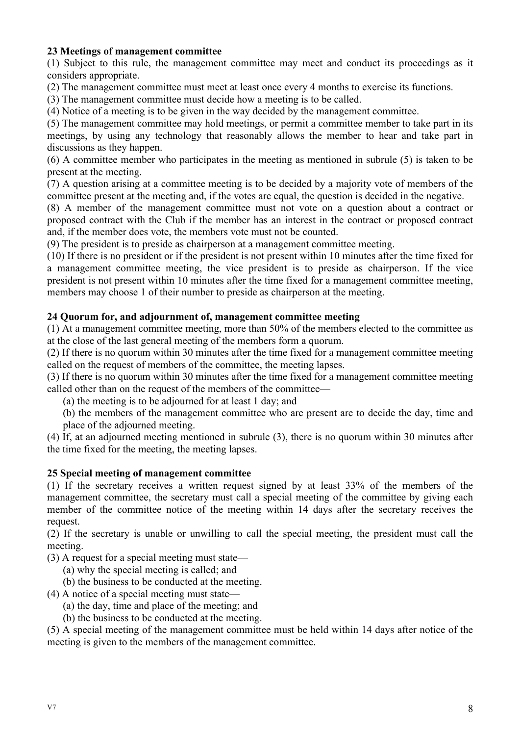**23 Meetings of management committee**

(1) Subject to this rule, the management committee may meet and conduct its proceedings as it considers appropriate.

(2) The management committee must meet at least once every 4 months to exercise its functions.

(3) The management committee must decide how a meeting is to be called.

(4) Notice of a meeting is to be given in the way decided by the management committee.

(5) The management committee may hold meetings, or permit a committee member to take part in its meetings, by using any technology that reasonably allows the member to hear and take part in discussions as they happen.

(6) A committee member who participates in the meeting as mentioned in subrule (5) is taken to be present at the meeting.

(7) A question arising at a committee meeting is to be decided by a majority vote of members of the committee present at the meeting and, if the votes are equal, the question is decided in the negative.

(8) A member of the management committee must not vote on a question about a contract or proposed contract with the Club if the member has an interest in the contract or proposed contract and, if the member does vote, the members vote must not be counted.

(9) The president is to preside as chairperson at a management committee meeting.

(10) If there is no president or if the president is not present within 10 minutes after the time fixed for a management committee meeting, the vice president is to preside as chairperson. If the vice president is not present within 10 minutes after the time fixed for a management committee meeting, members may choose 1 of their number to preside as chairperson at the meeting.

**24 Quorum for, and adjournment of, management committee meeting**

(1) At a management committee meeting, more than 50% of the members elected to the committee as at the close of the last general meeting of the members form a quorum.

(2) If there is no quorum within 30 minutes after the time fixed for a management committee meeting called on the request of members of the committee, the meeting lapses.

(3) If there is no quorum within 30 minutes after the time fixed for a management committee meeting called other than on the request of the members of the committee—

(a) the meeting is to be adjourned for at least 1 day; and

(b) the members of the management committee who are present are to decide the day, time and place of the adjourned meeting.

(4) If, at an adjourned meeting mentioned in subrule (3), there is no quorum within 30 minutes after the time fixed for the meeting, the meeting lapses.

**25 Special meeting of management committee**

(1) If the secretary receives a written request signed by at least 33% of the members of the management committee, the secretary must call a special meeting of the committee by giving each member of the committee notice of the meeting within 14 days after the secretary receives the request.

(2) If the secretary is unable or unwilling to call the special meeting, the president must call the meeting.

(3) A request for a special meeting must state—

(a) why the special meeting is called; and

(b) the business to be conducted at the meeting.

(4) A notice of a special meeting must state—

(a) the day, time and place of the meeting; and

(b) the business to be conducted at the meeting.

(5) A special meeting of the management committee must be held within 14 days after notice of the meeting is given to the members of the management committee.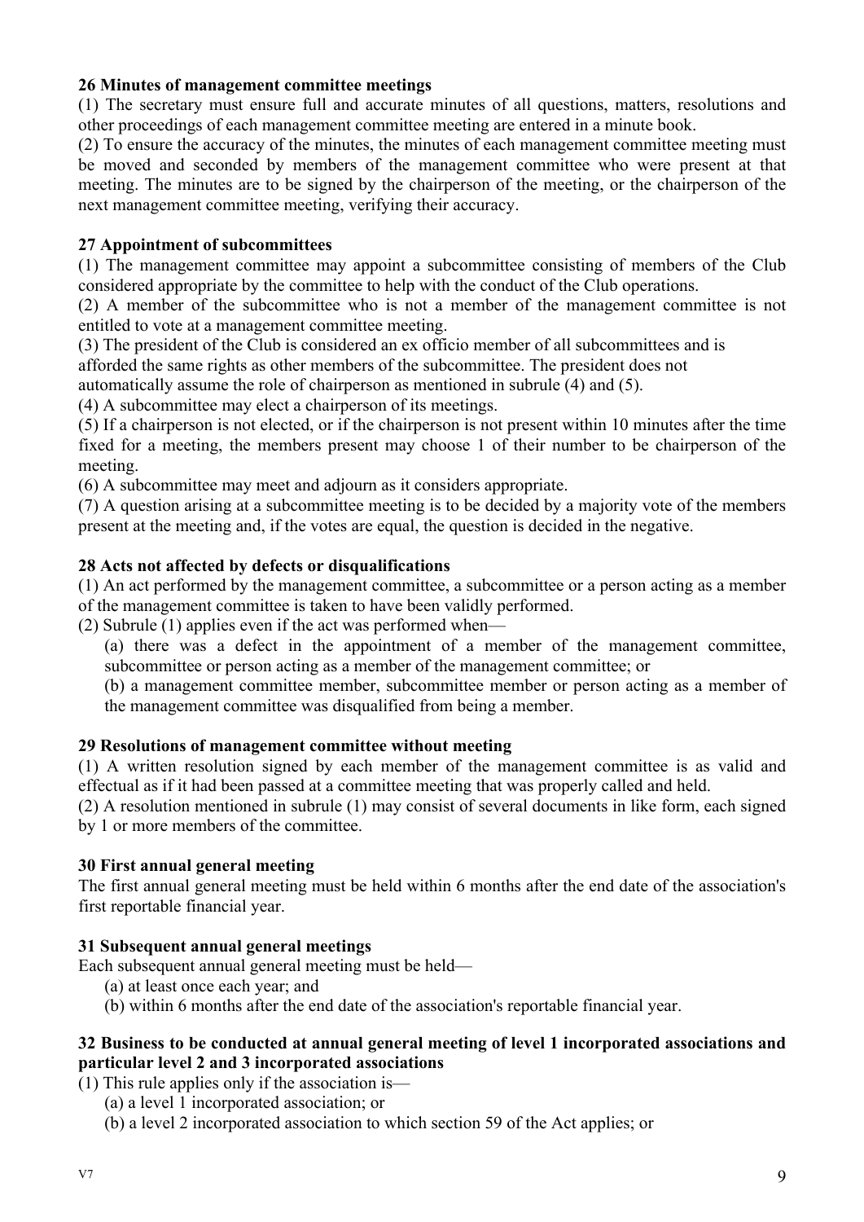**26 Minutes of management committee meetings**

(1) The secretary must ensure full and accurate minutes of all questions, matters, resolutions and other proceedings of each management committee meeting are entered in a minute book.

(2) To ensure the accuracy of the minutes, the minutes of each management committee meeting must be moved and seconded by members of the management committee who were present at that meeting. The minutes are to be signed by the chairperson of the meeting, or the chairperson of the next management committee meeting, verifying their accuracy.

**27 Appointment of subcommittees**

(1) The management committee may appoint a subcommittee consisting of members of the Club considered appropriate by the committee to help with the conduct of the Club operations.

(2) A member of the subcommittee who is not a member of the management committee is not entitled to vote at a management committee meeting.

(3) The president of the Club is considered an ex officio member of all subcommittees and is afforded the same rights as other members of the subcommittee. The president does not automatically assume the role of chairperson as mentioned in subrule (4) and (5).

(4) A subcommittee may elect a chairperson of its meetings.

(5) If a chairperson is not elected, or if the chairperson is not present within 10 minutes after the time fixed for a meeting, the members present may choose 1 of their number to be chairperson of the meeting.

(6) A subcommittee may meet and adjourn as it considers appropriate.

(7) A question arising at a subcommittee meeting is to be decided by a majority vote of the members present at the meeting and, if the votes are equal, the question is decided in the negative.

**28 Acts not affected by defects or disqualifications**

(1) An act performed by the management committee, a subcommittee or a person acting as a member of the management committee is taken to have been validly performed.

(2) Subrule (1) applies even if the act was performed when—

(a) there was a defect in the appointment of a member of the management committee, subcommittee or person acting as a member of the management committee; or

(b) a management committee member, subcommittee member or person acting as a member of the management committee was disqualified from being a member.

**29 Resolutions of management committee without meeting**

(1) A written resolution signed by each member of the management committee is as valid and effectual as if it had been passed at a committee meeting that was properly called and held.

(2) A resolution mentioned in subrule (1) may consist of several documents in like form, each signed by 1 or more members of the committee.

**30 First annual general meeting**

The first annual general meeting must be held within 6 months after the end date of the association's first reportable financial year.

**31 Subsequent annual general meetings**

Each subsequent annual general meeting must be held—

(a) at least once each year; and

(b) within 6 months after the end date of the association's reportable financial year.

**32 Business to be conducted at annual general meeting of level 1 incorporated associations and particular level 2 and 3 incorporated associations**

(1) This rule applies only if the association is—

(a) a level 1 incorporated association; or

(b) a level 2 incorporated association to which section 59 of the Act applies; or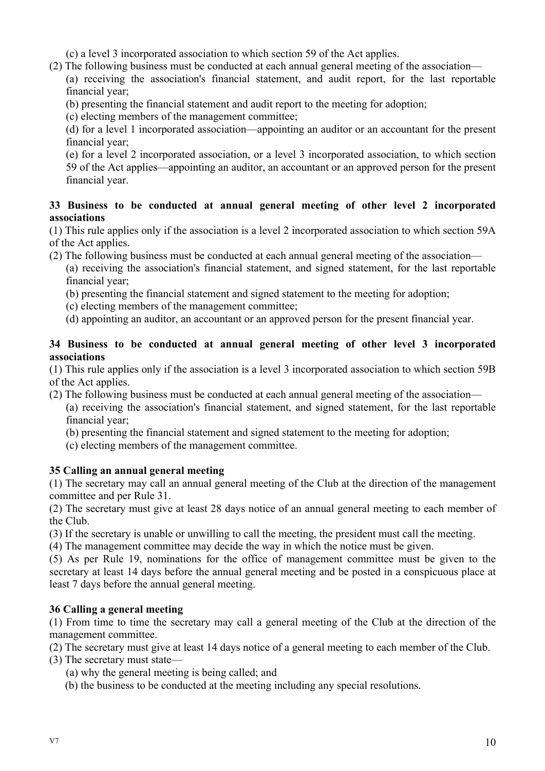(c) a level 3 incorporated association to which section 59 of the Act applies.

(2) The following business must be conducted at each annual general meeting of the association—

(a) receiving the association's financial statement, and audit report, for the last reportable financial year;

(b) presenting the financial statement and audit report to the meeting for adoption;

(c) electing members of the management committee;

(d) for a level 1 incorporated association—appointing an auditor or an accountant for the present financial year;

(e) for a level 2 incorporated association, or a level 3 incorporated association, to which section 59 of the Act applies—appointing an auditor, an accountant or an approved person for the present financial year.

**33 Business to be conducted at annual general meeting of other level 2 incorporated associations**

(1) This rule applies only if the association is a level 2 incorporated association to which section 59A of the Act applies.

(2) The following business must be conducted at each annual general meeting of the association—

(a) receiving the association's financial statement, and signed statement, for the last reportable financial year;

(b) presenting the financial statement and signed statement to the meeting for adoption;

(c) electing members of the management committee;

(d) appointing an auditor, an accountant or an approved person for the present financial year.

**34 Business to be conducted at annual general meeting of other level 3 incorporated associations**

(1) This rule applies only if the association is a level 3 incorporated association to which section 59B of the Act applies.

(2) The following business must be conducted at each annual general meeting of the association—

(a) receiving the association's financial statement, and signed statement, for the last reportable financial year;

(b) presenting the financial statement and signed statement to the meeting for adoption;

(c) electing members of the management committee.

**35 Calling an annual general meeting**

(1) The secretary may call an annual general meeting of the Club at the direction of the management committee and per Rule 31.

(2) The secretary must give at least 28 days notice of an annual general meeting to each member of the Club.

(3) If the secretary is unable or unwilling to call the meeting, the president must call the meeting.

(4) The management committee may decide the way in which the notice must be given.

(5) As per Rule 19, nominations for the office of management committee must be given to the secretary at least 14 days before the annual general meeting and be posted in a conspicuous place at least 7 days before the annual general meeting.

**36 Calling a general meeting**

(1) From time to time the secretary may call a general meeting of the Club at the direction of the management committee.

(2) The secretary must give at least 14 days notice of a general meeting to each member of the Club.

(3) The secretary must state—

(a) why the general meeting is being called; and

(b) the business to be conducted at the meeting including any special resolutions.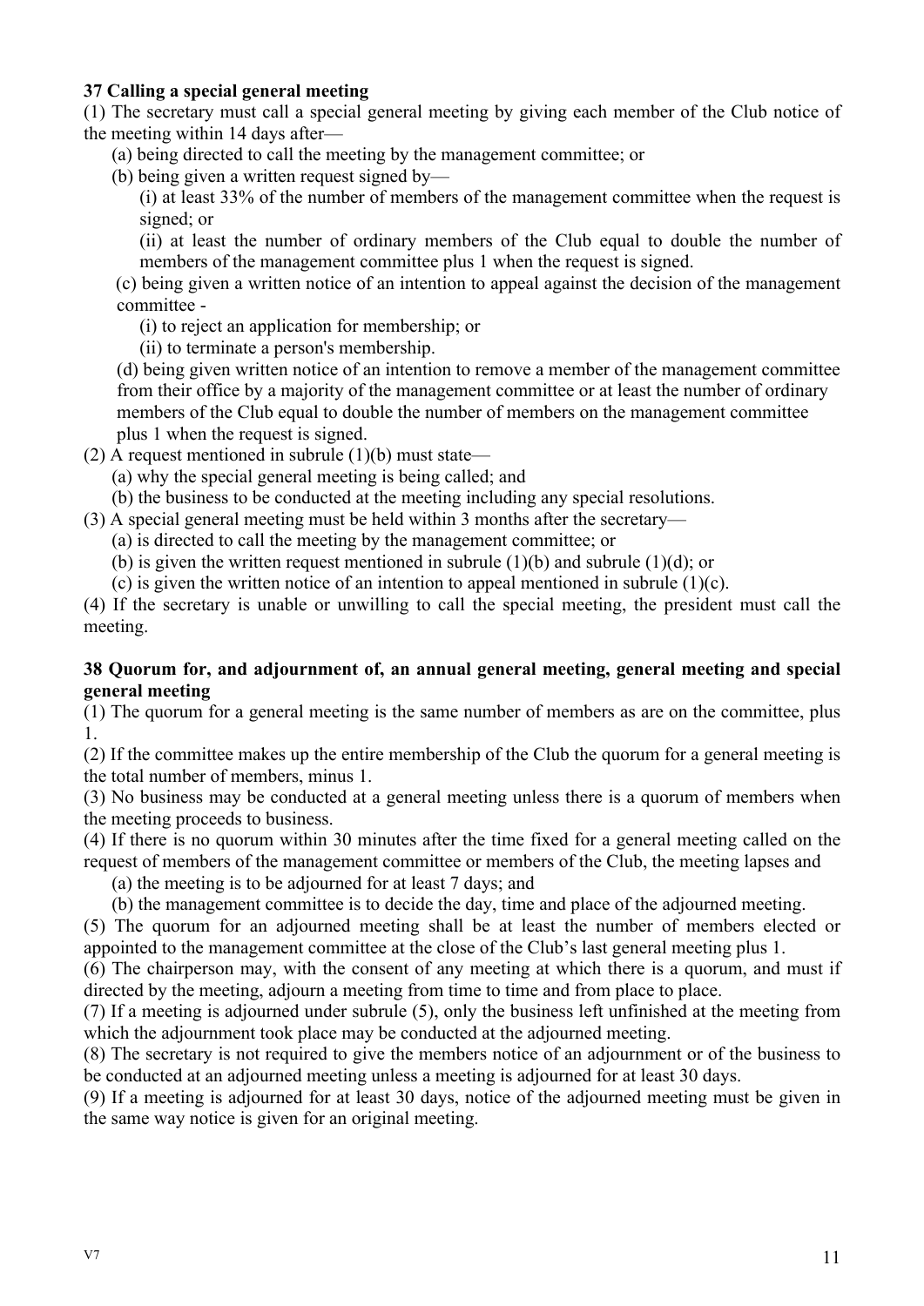**37 Calling a special general meeting**

(1) The secretary must call a special general meeting by giving each member of the Club notice of the meeting within 14 days after—

(a) being directed to call the meeting by the management committee; or

(b) being given a written request signed by—

(i) at least 33% of the number of members of the management committee when the request is signed; or

(ii) at least the number of ordinary members of the Club equal to double the number of members of the management committee plus 1 when the request is signed.

(c) being given a written notice of an intention to appeal against the decision of the management committee -

(i) to reject an application for membership; or

(ii) to terminate a person's membership.

(d) being given written notice of an intention to remove a member of the management committee from their office by a majority of the management committee or at least the number of ordinary members of the Club equal to double the number of members on the management committee plus 1 when the request is signed.

(2) A request mentioned in subrule (1)(b) must state—

(a) why the special general meeting is being called; and

(b) the business to be conducted at the meeting including any special resolutions.

(3) A special general meeting must be held within 3 months after the secretary—

(a) is directed to call the meeting by the management committee; or

(b) is given the written request mentioned in subrule (1)(b) and subrule (1)(d); or

(c) is given the written notice of an intention to appeal mentioned in subrule (1)(c).

(4) If the secretary is unable or unwilling to call the special meeting, the president must call the meeting.

**38 Quorum for, and adjournment of, an annual general meeting, general meeting and special general meeting**

(1) The quorum for a general meeting is the same number of members as are on the committee, plus 1.

(2) If the committee makes up the entire membership of the Club the quorum for a general meeting is the total number of members, minus 1.

(3) No business may be conducted at a general meeting unless there is a quorum of members when the meeting proceeds to business.

(4) If there is no quorum within 30 minutes after the time fixed for a general meeting called on the request of members of the management committee or members of the Club, the meeting lapses and

(a) the meeting is to be adjourned for at least 7 days; and

(b) the management committee is to decide the day, time and place of the adjourned meeting.

(5) The quorum for an adjourned meeting shall be at least the number of members elected or appointed to the management committee at the close of the Club's last general meeting plus 1.

(6) The chairperson may, with the consent of any meeting at which there is a quorum, and must if directed by the meeting, adjourn a meeting from time to time and from place to place.

(7) If a meeting is adjourned under subrule (5), only the business left unfinished at the meeting from which the adjournment took place may be conducted at the adjourned meeting.

(8) The secretary is not required to give the members notice of an adjournment or of the business to be conducted at an adjourned meeting unless a meeting is adjourned for at least 30 days.

(9) If a meeting is adjourned for at least 30 days, notice of the adjourned meeting must be given in the same way notice is given for an original meeting.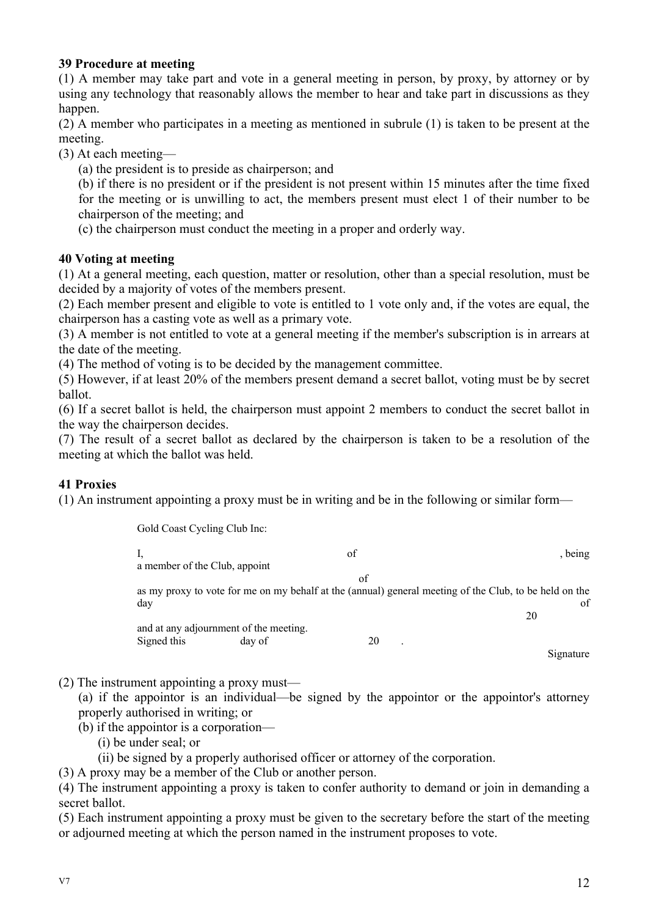### 39 Procedure at meeting

(1) A member may take part and vote in a general meeting in person, by proxy, by attorney or by using any technology that reasonably allows the member to hear and take part in discussions as they happen.

(2) A member who participates in a meeting as mentioned in subrule (1) is taken to be present at the meeting.

(3) At each meeting—

(a) the president is to preside as chairperson; and

(b) if there is no president or if the president is not present within 15 minutes after the time fixed for the meeting or is unwilling to act, the members present must elect 1 of their number to be chairperson of the meeting; and

(c) the chairperson must conduct the meeting in a proper and orderly way.

### 40 Voting at meeting

(1) At a general meeting, each question, matter or resolution, other than a special resolution, must be decided by a majority of votes of the members present.

(2) Each member present and eligible to vote is entitled to 1 vote only and, if the votes are equal, the chairperson has a casting vote as well as a primary vote.

(3) A member is not entitled to vote at a general meeting if the member's subscription is in arrears at the date of the meeting.

(4) The method of voting is to be decided by the management committee.

(5) However, if at least 20% of the members present demand a secret ballot, voting must be by secret ballot.

(6) If a secret ballot is held, the chairperson must appoint 2 members to conduct the secret ballot in the way the chairperson decides.

(7) The result of a secret ballot as declared by the chairperson is taken to be a resolution of the meeting at which the ballot was held.

### 41 Proxies

(1) An instrument appointing a proxy must be in writing and be in the following or similar form—

> Gold Coast Cycling Club Inc:
>
> I, &nbsp;&nbsp;&nbsp;&nbsp;&nbsp;&nbsp;&nbsp;&nbsp;&nbsp;&nbsp; of &nbsp;&nbsp;&nbsp;&nbsp;&nbsp;&nbsp;&nbsp;&nbsp;&nbsp;&nbsp; , being a member of the Club, appoint &nbsp;&nbsp;&nbsp;&nbsp;&nbsp;&nbsp;&nbsp;&nbsp;&nbsp;&nbsp; of &nbsp;&nbsp;&nbsp;&nbsp;&nbsp;&nbsp;&nbsp;&nbsp;&nbsp;&nbsp; as my proxy to vote for me on my behalf at the (annual) general meeting of the Club, to be held on the &nbsp;&nbsp;&nbsp;&nbsp;&nbsp; day of &nbsp;&nbsp;&nbsp;&nbsp;&nbsp;&nbsp;&nbsp;&nbsp;&nbsp;&nbsp; 20 &nbsp;&nbsp;&nbsp;&nbsp;&nbsp; and at any adjournment of the meeting.
>
> Signed this &nbsp;&nbsp;&nbsp;&nbsp;&nbsp;&nbsp;&nbsp;&nbsp;&nbsp;&nbsp; day of &nbsp;&nbsp;&nbsp;&nbsp;&nbsp;&nbsp;&nbsp;&nbsp;&nbsp;&nbsp; 20 &nbsp;&nbsp;&nbsp; .
>
> Signature

(2) The instrument appointing a proxy must—

(a) if the appointor is an individual—be signed by the appointor or the appointor's attorney properly authorised in writing; or

(b) if the appointor is a corporation—

(i) be under seal; or

(ii) be signed by a properly authorised officer or attorney of the corporation.

(3) A proxy may be a member of the Club or another person.

(4) The instrument appointing a proxy is taken to confer authority to demand or join in demanding a secret ballot.

(5) Each instrument appointing a proxy must be given to the secretary before the start of the meeting or adjourned meeting at which the person named in the instrument proposes to vote.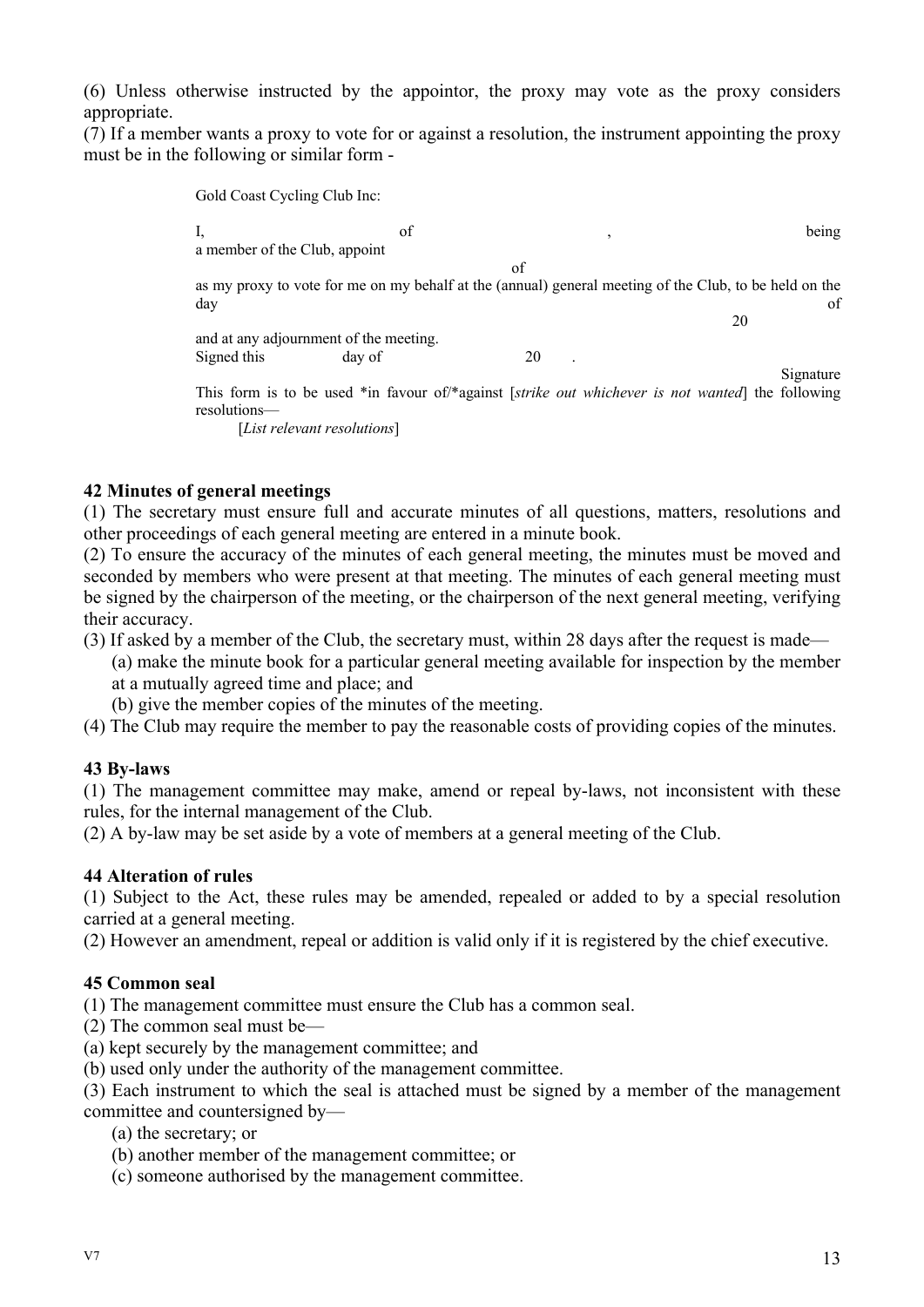(6) Unless otherwise instructed by the appointor, the proxy may vote as the proxy considers appropriate.

(7) If a member wants a proxy to vote for or against a resolution, the instrument appointing the proxy must be in the following or similar form -

> Gold Coast Cycling Club Inc:
>
> I, of , being a member of the Club, appoint
>
> of
>
> as my proxy to vote for me on my behalf at the (annual) general meeting of the Club, to be held on the day of 20
>
> and at any adjournment of the meeting.
>
> Signed this day of 20 .
>
> Signature
>
> This form is to be used *in favour of/*against [*strike out whichever is not wanted*] the following resolutions—
>
> [*List relevant resolutions*]

**42 Minutes of general meetings**

(1) The secretary must ensure full and accurate minutes of all questions, matters, resolutions and other proceedings of each general meeting are entered in a minute book.

(2) To ensure the accuracy of the minutes of each general meeting, the minutes must be moved and seconded by members who were present at that meeting. The minutes of each general meeting must be signed by the chairperson of the meeting, or the chairperson of the next general meeting, verifying their accuracy.

(3) If asked by a member of the Club, the secretary must, within 28 days after the request is made—

- (a) make the minute book for a particular general meeting available for inspection by the member at a mutually agreed time and place; and
- (b) give the member copies of the minutes of the meeting.

(4) The Club may require the member to pay the reasonable costs of providing copies of the minutes.

**43 By-laws**

(1) The management committee may make, amend or repeal by-laws, not inconsistent with these rules, for the internal management of the Club.

(2) A by-law may be set aside by a vote of members at a general meeting of the Club.

**44 Alteration of rules**

(1) Subject to the Act, these rules may be amended, repealed or added to by a special resolution carried at a general meeting.

(2) However an amendment, repeal or addition is valid only if it is registered by the chief executive.

**45 Common seal**

(1) The management committee must ensure the Club has a common seal.

(2) The common seal must be—

(a) kept securely by the management committee; and

(b) used only under the authority of the management committee.

(3) Each instrument to which the seal is attached must be signed by a member of the management committee and countersigned by—

- (a) the secretary; or
- (b) another member of the management committee; or
- (c) someone authorised by the management committee.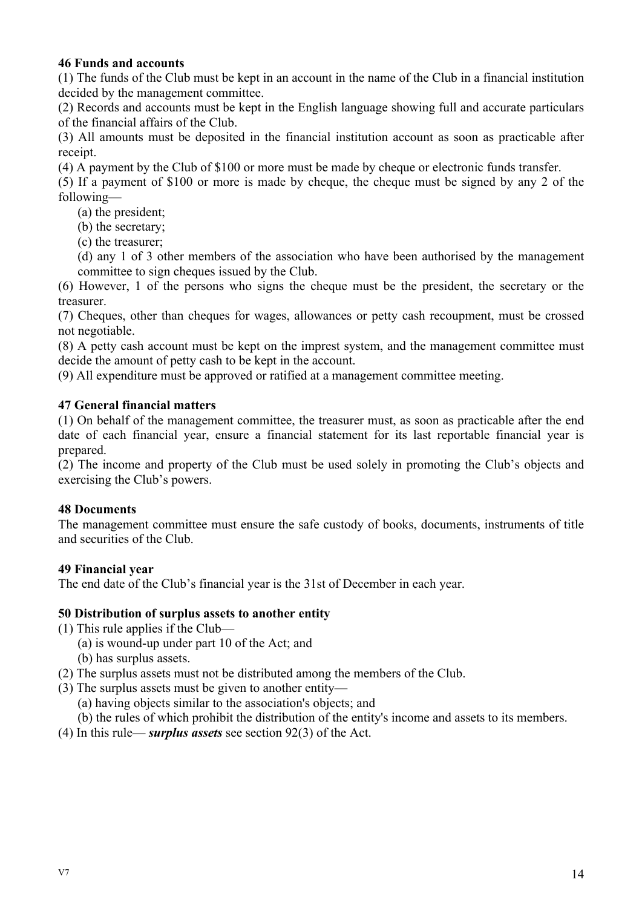**46 Funds and accounts**

(1) The funds of the Club must be kept in an account in the name of the Club in a financial institution decided by the management committee.

(2) Records and accounts must be kept in the English language showing full and accurate particulars of the financial affairs of the Club.

(3) All amounts must be deposited in the financial institution account as soon as practicable after receipt.

(4) A payment by the Club of $100 or more must be made by cheque or electronic funds transfer.

(5) If a payment of $100 or more is made by cheque, the cheque must be signed by any 2 of the following—

(a) the president;

(b) the secretary;

(c) the treasurer;

(d) any 1 of 3 other members of the association who have been authorised by the management committee to sign cheques issued by the Club.

(6) However, 1 of the persons who signs the cheque must be the president, the secretary or the treasurer.

(7) Cheques, other than cheques for wages, allowances or petty cash recoupment, must be crossed not negotiable.

(8) A petty cash account must be kept on the imprest system, and the management committee must decide the amount of petty cash to be kept in the account.

(9) All expenditure must be approved or ratified at a management committee meeting.

**47 General financial matters**

(1) On behalf of the management committee, the treasurer must, as soon as practicable after the end date of each financial year, ensure a financial statement for its last reportable financial year is prepared.

(2) The income and property of the Club must be used solely in promoting the Club's objects and exercising the Club's powers.

**48 Documents**

The management committee must ensure the safe custody of books, documents, instruments of title and securities of the Club.

**49 Financial year**

The end date of the Club's financial year is the 31st of December in each year.

**50 Distribution of surplus assets to another entity**

(1) This rule applies if the Club—

(a) is wound-up under part 10 of the Act; and

(b) has surplus assets.

(2) The surplus assets must not be distributed among the members of the Club.

(3) The surplus assets must be given to another entity—

(a) having objects similar to the association's objects; and

(b) the rules of which prohibit the distribution of the entity's income and assets to its members.

(4) In this rule— ***surplus assets*** see section 92(3) of the Act.